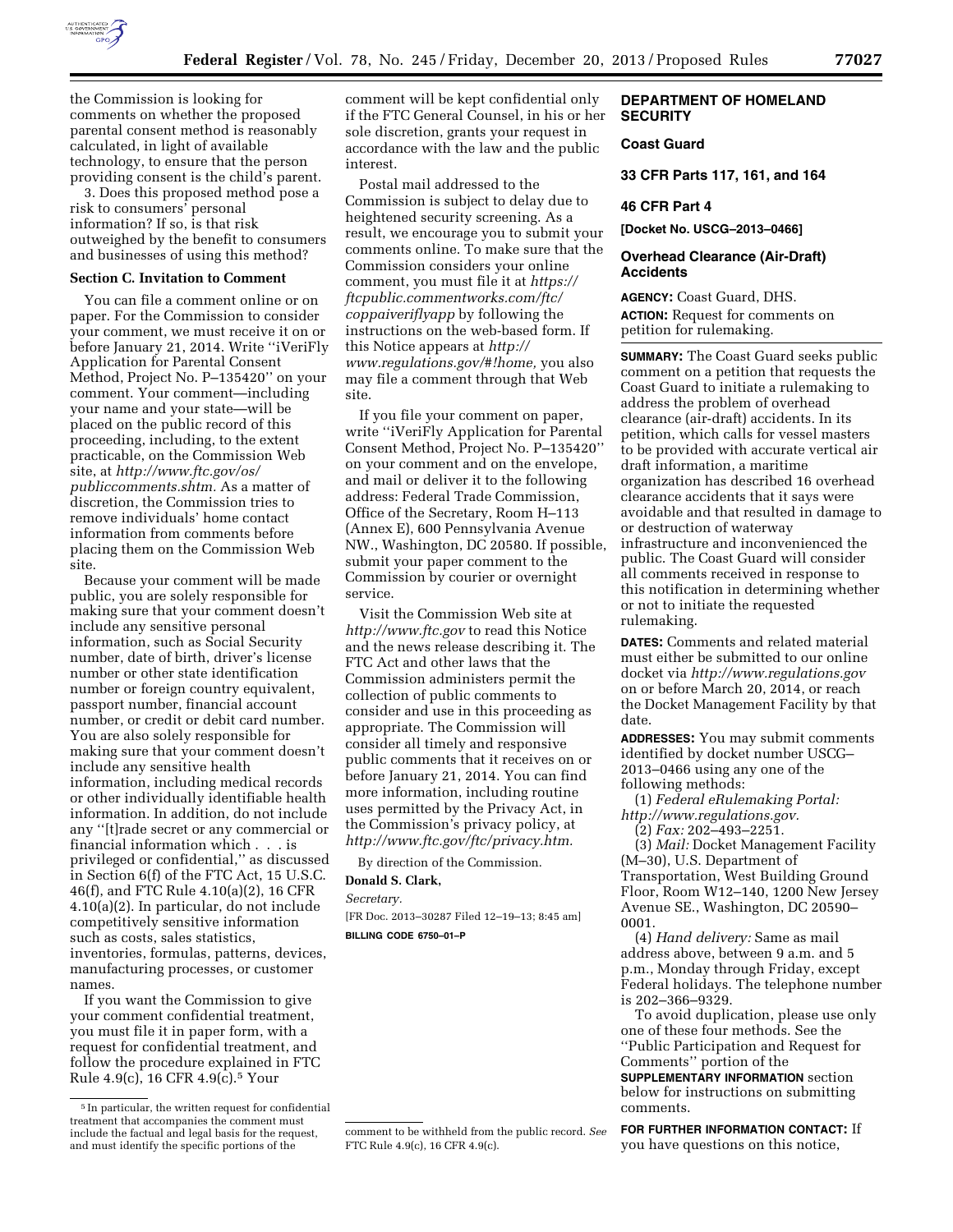the Commission is looking for comments on whether the proposed parental consent method is reasonably calculated, in light of available technology, to ensure that the person providing consent is the child's parent.

3. Does this proposed method pose a risk to consumers' personal information? If so, is that risk outweighed by the benefit to consumers and businesses of using this method?

**Section C. Invitation to Comment**

You can file a comment online or on paper. For the Commission to consider your comment, we must receive it on or before January 21, 2014. Write ''iVeriFly Application for Parental Consent Method, Project No. P–135420'' on your comment. Your comment—including your name and your state—will be placed on the public record of this proceeding, including, to the extent practicable, on the Commission Web site, at *http://www.ftc.gov/os/publiccomments.shtm.* As a matter of discretion, the Commission tries to remove individuals' home contact information from comments before placing them on the Commission Web site.

Because your comment will be made public, you are solely responsible for making sure that your comment doesn't include any sensitive personal information, such as Social Security number, date of birth, driver's license number or other state identification number or foreign country equivalent, passport number, financial account number, or credit or debit card number. You are also solely responsible for making sure that your comment doesn't include any sensitive health information, including medical records or other individually identifiable health information. In addition, do not include any ''[t]rade secret or any commercial or financial information which . . . is privileged or confidential,'' as discussed in Section 6(f) of the FTC Act, 15 U.S.C. 46(f), and FTC Rule 4.10(a)(2), 16 CFR 4.10(a)(2). In particular, do not include competitively sensitive information such as costs, sales statistics, inventories, formulas, patterns, devices, manufacturing processes, or customer names.

If you want the Commission to give your comment confidential treatment, you must file it in paper form, with a request for confidential treatment, and follow the procedure explained in FTC Rule 4.9(c), 16 CFR 4.9(c).[5] Your comment will be kept confidential only if the FTC General Counsel, in his or her sole discretion, grants your request in accordance with the law and the public interest.

Postal mail addressed to the Commission is subject to delay due to heightened security screening. As a result, we encourage you to submit your comments online. To make sure that the Commission considers your online comment, you must file it at *https://ftcpublic.commentworks.com/ftc/coppaiveriflyapp* by following the instructions on the web-based form. If this Notice appears at *http://www.regulations.gov/#!home,* you also may file a comment through that Web site.

If you file your comment on paper, write ''iVeriFly Application for Parental Consent Method, Project No. P–135420'' on your comment and on the envelope, and mail or deliver it to the following address: Federal Trade Commission, Office of the Secretary, Room H–113 (Annex E), 600 Pennsylvania Avenue NW., Washington, DC 20580. If possible, submit your paper comment to the Commission by courier or overnight service.

Visit the Commission Web site at *http://www.ftc.gov* to read this Notice and the news release describing it. The FTC Act and other laws that the Commission administers permit the collection of public comments to consider and use in this proceeding as appropriate. The Commission will consider all timely and responsive public comments that it receives on or before January 21, 2014. You can find more information, including routine uses permitted by the Privacy Act, in the Commission's privacy policy, at *http://www.ftc.gov/ftc/privacy.htm.*

By direction of the Commission.

**Donald S. Clark,**

*Secretary.*

[FR Doc. 2013–30287 Filed 12–19–13; 8:45 am]

**BILLING CODE 6750–01–P**

[5] In particular, the written request for confidential treatment that accompanies the comment must include the factual and legal basis for the request, and must identify the specific portions of the comment to be withheld from the public record. *See* FTC Rule 4.9(c), 16 CFR 4.9(c).

---

**DEPARTMENT OF HOMELAND SECURITY**

**Coast Guard**

**33 CFR Parts 117, 161, and 164**

**46 CFR Part 4**

**[Docket No. USCG–2013–0466]**

## Overhead Clearance (Air-Draft) Accidents

**AGENCY:** Coast Guard, DHS.

**ACTION:** Request for comments on petition for rulemaking.

**SUMMARY:** The Coast Guard seeks public comment on a petition that requests the Coast Guard to initiate a rulemaking to address the problem of overhead clearance (air-draft) accidents. In its petition, which calls for vessel masters to be provided with accurate vertical air draft information, a maritime organization has described 16 overhead clearance accidents that it says were avoidable and that resulted in damage to or destruction of waterway infrastructure and inconvenienced the public. The Coast Guard will consider all comments received in response to this notification in determining whether or not to initiate the requested rulemaking.

**DATES:** Comments and related material must either be submitted to our online docket via *http://www.regulations.gov* on or before March 20, 2014, or reach the Docket Management Facility by that date.

**ADDRESSES:** You may submit comments identified by docket number USCG–2013–0466 using any one of the following methods:

(1) *Federal eRulemaking Portal: http://www.regulations.gov.*

(2) *Fax:* 202–493–2251.

(3) *Mail:* Docket Management Facility (M–30), U.S. Department of Transportation, West Building Ground Floor, Room W12–140, 1200 New Jersey Avenue SE., Washington, DC 20590–0001.

(4) *Hand delivery:* Same as mail address above, between 9 a.m. and 5 p.m., Monday through Friday, except Federal holidays. The telephone number is 202–366–9329.

To avoid duplication, please use only one of these four methods. See the ''Public Participation and Request for Comments'' portion of the **SUPPLEMENTARY INFORMATION** section below for instructions on submitting comments.

**FOR FURTHER INFORMATION CONTACT:** If you have questions on this notice,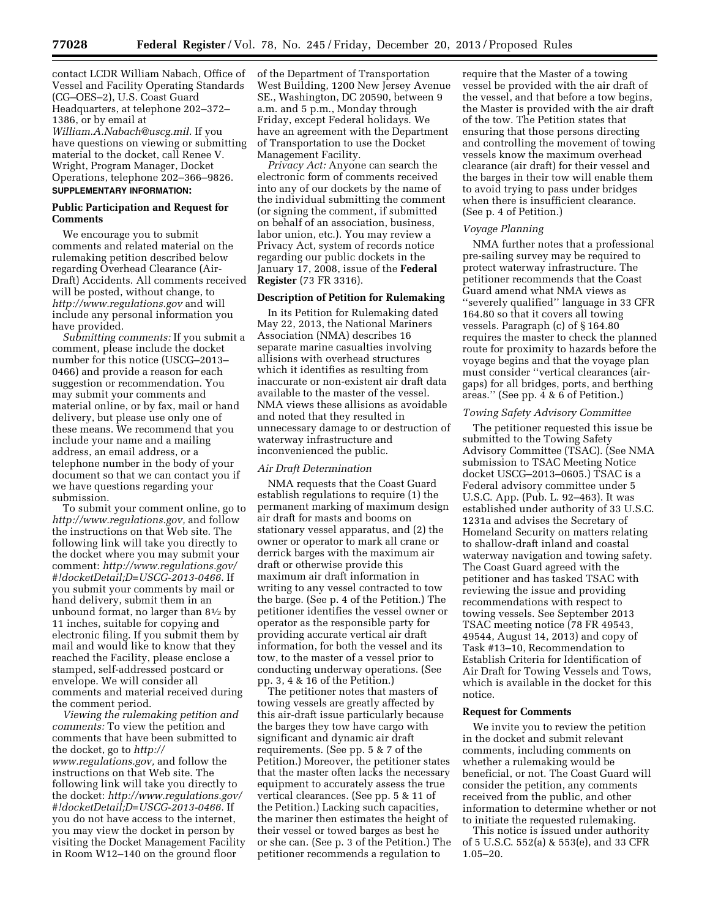contact LCDR William Nabach, Office of Vessel and Facility Operating Standards (CG–OES–2), U.S. Coast Guard Headquarters, at telephone 202–372–1386, or by email at *William.A.Nabach@uscg.mil.* If you have questions on viewing or submitting material to the docket, call Renee V. Wright, Program Manager, Docket Operations, telephone 202–366–9826.

**SUPPLEMENTARY INFORMATION:**

## Public Participation and Request for Comments

We encourage you to submit comments and related material on the rulemaking petition described below regarding Overhead Clearance (Air-Draft) Accidents. All comments received will be posted, without change, to *http://www.regulations.gov* and will include any personal information you have provided.

*Submitting comments:* If you submit a comment, please include the docket number for this notice (USCG–2013–0466) and provide a reason for each suggestion or recommendation. You may submit your comments and material online, or by fax, mail or hand delivery, but please use only one of these means. We recommend that you include your name and a mailing address, an email address, or a telephone number in the body of your document so that we can contact you if we have questions regarding your submission.

To submit your comment online, go to *http://www.regulations.gov,* and follow the instructions on that Web site. The following link will take you directly to the docket where you may submit your comment: *http://www.regulations.gov/#!docketDetail;D=USCG-2013-0466.* If you submit your comments by mail or hand delivery, submit them in an unbound format, no larger than 8½ by 11 inches, suitable for copying and electronic filing. If you submit them by mail and would like to know that they reached the Facility, please enclose a stamped, self-addressed postcard or envelope. We will consider all comments and material received during the comment period.

*Viewing the rulemaking petition and comments:* To view the petition and comments that have been submitted to the docket, go to *http://www.regulations.gov,* and follow the instructions on that Web site. The following link will take you directly to the docket: *http://www.regulations.gov/#!docketDetail;D=USCG-2013-0466.* If you do not have access to the internet, you may view the docket in person by visiting the Docket Management Facility in Room W12–140 on the ground floor of the Department of Transportation West Building, 1200 New Jersey Avenue SE., Washington, DC 20590, between 9 a.m. and 5 p.m., Monday through Friday, except Federal holidays. We have an agreement with the Department of Transportation to use the Docket Management Facility.

*Privacy Act:* Anyone can search the electronic form of comments received into any of our dockets by the name of the individual submitting the comment (or signing the comment, if submitted on behalf of an association, business, labor union, etc.). You may review a Privacy Act, system of records notice regarding our public dockets in the January 17, 2008, issue of the **Federal Register** (73 FR 3316).

## Description of Petition for Rulemaking

In its Petition for Rulemaking dated May 22, 2013, the National Mariners Association (NMA) describes 16 separate marine casualties involving allisions with overhead structures which it identifies as resulting from inaccurate or non-existent air draft data available to the master of the vessel. NMA views these allisions as avoidable and noted that they resulted in unnecessary damage to or destruction of waterway infrastructure and inconvenienced the public.

### *Air Draft Determination*

NMA requests that the Coast Guard establish regulations to require (1) the permanent marking of maximum design air draft for masts and booms on stationary vessel apparatus, and (2) the owner or operator to mark all crane or derrick barges with the maximum air draft or otherwise provide this maximum air draft information in writing to any vessel contracted to tow the barge. (See p. 4 of the Petition.) The petitioner identifies the vessel owner or operator as the responsible party for providing accurate vertical air draft information, for both the vessel and its tow, to the master of a vessel prior to conducting underway operations. (See pp. 3, 4 & 16 of the Petition.)

The petitioner notes that masters of towing vessels are greatly affected by this air-draft issue particularly because the barges they tow have cargo with significant and dynamic air draft requirements. (See pp. 5 & 7 of the Petition.) Moreover, the petitioner states that the master often lacks the necessary equipment to accurately assess the true vertical clearances. (See pp. 5 & 11 of the Petition.) Lacking such capacities, the mariner then estimates the height of their vessel or towed barges as best he or she can. (See p. 3 of the Petition.) The petitioner recommends a regulation to require that the Master of a towing vessel be provided with the air draft of the vessel, and that before a tow begins, the Master is provided with the air draft of the tow. The Petition states that ensuring that those persons directing and controlling the movement of towing vessels know the maximum overhead clearance (air draft) for their vessel and the barges in their tow will enable them to avoid trying to pass under bridges when there is insufficient clearance. (See p. 4 of Petition.)

### *Voyage Planning*

NMA further notes that a professional pre-sailing survey may be required to protect waterway infrastructure. The petitioner recommends that the Coast Guard amend what NMA views as "severely qualified" language in 33 CFR 164.80 so that it covers all towing vessels. Paragraph (c) of § 164.80 requires the master to check the planned route for proximity to hazards before the voyage begins and that the voyage plan must consider "vertical clearances (air-gaps) for all bridges, ports, and berthing areas." (See pp. 4 & 6 of Petition.)

### *Towing Safety Advisory Committee*

The petitioner requested this issue be submitted to the Towing Safety Advisory Committee (TSAC). (See NMA submission to TSAC Meeting Notice docket USCG–2013–0605.) TSAC is a Federal advisory committee under 5 U.S.C. App. (Pub. L. 92–463). It was established under authority of 33 U.S.C. 1231a and advises the Secretary of Homeland Security on matters relating to shallow-draft inland and coastal waterway navigation and towing safety. The Coast Guard agreed with the petitioner and has tasked TSAC with reviewing the issue and providing recommendations with respect to towing vessels. See September 2013 TSAC meeting notice (78 FR 49543, 49544, August 14, 2013) and copy of Task #13–10, Recommendation to Establish Criteria for Identification of Air Draft for Towing Vessels and Tows, which is available in the docket for this notice.

## Request for Comments

We invite you to review the petition in the docket and submit relevant comments, including comments on whether a rulemaking would be beneficial, or not. The Coast Guard will consider the petition, any comments received from the public, and other information to determine whether or not to initiate the requested rulemaking.

This notice is issued under authority of 5 U.S.C. 552(a) & 553(e), and 33 CFR 1.05–20.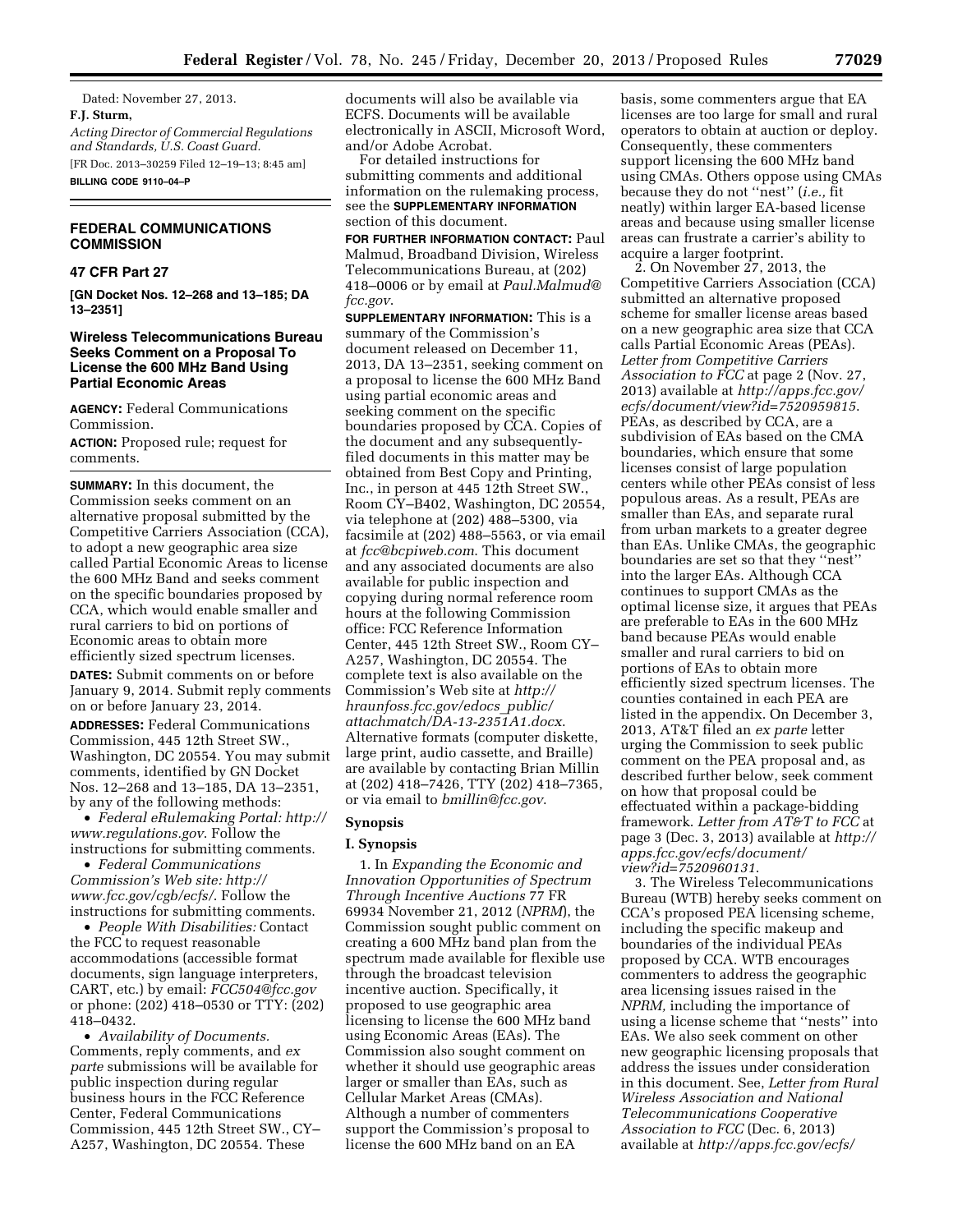Dated: November 27, 2013.

**F.J. Sturm,**

*Acting Director of Commercial Regulations and Standards, U.S. Coast Guard.*

[FR Doc. 2013–30259 Filed 12–19–13; 8:45 am]

**BILLING CODE 9110–04–P**

## FEDERAL COMMUNICATIONS COMMISSION

### 47 CFR Part 27

**[GN Docket Nos. 12–268 and 13–185; DA 13–2351]**

### Wireless Telecommunications Bureau Seeks Comment on a Proposal To License the 600 MHz Band Using Partial Economic Areas

**AGENCY:** Federal Communications Commission.

**ACTION:** Proposed rule; request for comments.

**SUMMARY:** In this document, the Commission seeks comment on an alternative proposal submitted by the Competitive Carriers Association (CCA), to adopt a new geographic area size called Partial Economic Areas to license the 600 MHz Band and seeks comment on the specific boundaries proposed by CCA, which would enable smaller and rural carriers to bid on portions of Economic areas to obtain more efficiently sized spectrum licenses.

**DATES:** Submit comments on or before January 9, 2014. Submit reply comments on or before January 23, 2014.

**ADDRESSES:** Federal Communications Commission, 445 12th Street SW., Washington, DC 20554. You may submit comments, identified by GN Docket Nos. 12–268 and 13–185, DA 13–2351, by any of the following methods:

- *Federal eRulemaking Portal: http://www.regulations.gov*. Follow the instructions for submitting comments.
- *Federal Communications Commission's Web site: http://www.fcc.gov/cgb/ecfs/*. Follow the instructions for submitting comments.
- *People With Disabilities:* Contact the FCC to request reasonable accommodations (accessible format documents, sign language interpreters, CART, etc.) by email: *FCC504@fcc.gov* or phone: (202) 418–0530 or TTY: (202) 418–0432.
- *Availability of Documents.* Comments, reply comments, and *ex parte* submissions will be available for public inspection during regular business hours in the FCC Reference Center, Federal Communications Commission, 445 12th Street SW., CY–A257, Washington, DC 20554. These documents will also be available via ECFS. Documents will be available electronically in ASCII, Microsoft Word, and/or Adobe Acrobat.

For detailed instructions for submitting comments and additional information on the rulemaking process, see the **SUPPLEMENTARY INFORMATION** section of this document.

**FOR FURTHER INFORMATION CONTACT:** Paul Malmud, Broadband Division, Wireless Telecommunications Bureau, at (202) 418–0006 or by email at *Paul.Malmud@fcc.gov*.

**SUPPLEMENTARY INFORMATION:** This is a summary of the Commission's document released on December 11, 2013, DA 13–2351, seeking comment on a proposal to license the 600 MHz Band using partial economic areas and seeking comment on the specific boundaries proposed by CCA. Copies of the document and any subsequently-filed documents in this matter may be obtained from Best Copy and Printing, Inc., in person at 445 12th Street SW., Room CY–B402, Washington, DC 20554, via telephone at (202) 488–5300, via facsimile at (202) 488–5563, or via email at *fcc@bcpiweb.com*. This document and any associated documents are also available for public inspection and copying during normal reference room hours at the following Commission office: FCC Reference Information Center, 445 12th Street SW., Room CY–A257, Washington, DC 20554. The complete text is also available on the Commission's Web site at *http://hraunfoss.fcc.gov/edocs_public/attachmatch/DA-13-2351A1.docx*. Alternative formats (computer diskette, large print, audio cassette, and Braille) are available by contacting Brian Millin at (202) 418–7426, TTY (202) 418–7365, or via email to *bmillin@fcc.gov*.

## Synopsis

### I. Synopsis

1. In *Expanding the Economic and Innovation Opportunities of Spectrum Through Incentive Auctions* 77 FR 69934 November 21, 2012 (*NPRM*), the Commission sought public comment on creating a 600 MHz band plan from the spectrum made available for flexible use through the broadcast television incentive auction. Specifically, it proposed to use geographic area licensing to license the 600 MHz band using Economic Areas (EAs). The Commission also sought comment on whether it should use geographic areas larger or smaller than EAs, such as Cellular Market Areas (CMAs). Although a number of commenters support the Commission's proposal to license the 600 MHz band on an EA basis, some commenters argue that EA licenses are too large for small and rural operators to obtain at auction or deploy. Consequently, these commenters support licensing the 600 MHz band using CMAs. Others oppose using CMAs because they do not ''nest'' (*i.e.,* fit neatly) within larger EA-based license areas and because using smaller license areas can frustrate a carrier's ability to acquire a larger footprint.

2. On November 27, 2013, the Competitive Carriers Association (CCA) submitted an alternative proposed scheme for smaller license areas based on a new geographic area size that CCA calls Partial Economic Areas (PEAs). *Letter from Competitive Carriers Association to FCC* at page 2 (Nov. 27, 2013) available at *http://apps.fcc.gov/ecfs/document/view?id=7520959815*. PEAs, as described by CCA, are a subdivision of EAs based on the CMA boundaries, which ensure that some licenses consist of large population centers while other PEAs consist of less populous areas. As a result, PEAs are smaller than EAs, and separate rural from urban markets to a greater degree than EAs. Unlike CMAs, the geographic boundaries are set so that they ''nest'' into the larger EAs. Although CCA continues to support CMAs as the optimal license size, it argues that PEAs are preferable to EAs in the 600 MHz band because PEAs would enable smaller and rural carriers to bid on portions of EAs to obtain more efficiently sized spectrum licenses. The counties contained in each PEA are listed in the appendix. On December 3, 2013, AT&T filed an *ex parte* letter urging the Commission to seek public comment on the PEA proposal and, as described further below, seek comment on how that proposal could be effectuated within a package-bidding framework. *Letter from AT&T to FCC* at page 3 (Dec. 3, 2013) available at *http://apps.fcc.gov/ecfs/document/view?id=7520960131*.

3. The Wireless Telecommunications Bureau (WTB) hereby seeks comment on CCA's proposed PEA licensing scheme, including the specific makeup and boundaries of the individual PEAs proposed by CCA. WTB encourages commenters to address the geographic area licensing issues raised in the *NPRM,* including the importance of using a license scheme that ''nests'' into EAs. We also seek comment on other new geographic licensing proposals that address the issues under consideration in this document. See, *Letter from Rural Wireless Association and National Telecommunications Cooperative Association to FCC* (Dec. 6, 2013) available at *http://apps.fcc.gov/ecfs/*